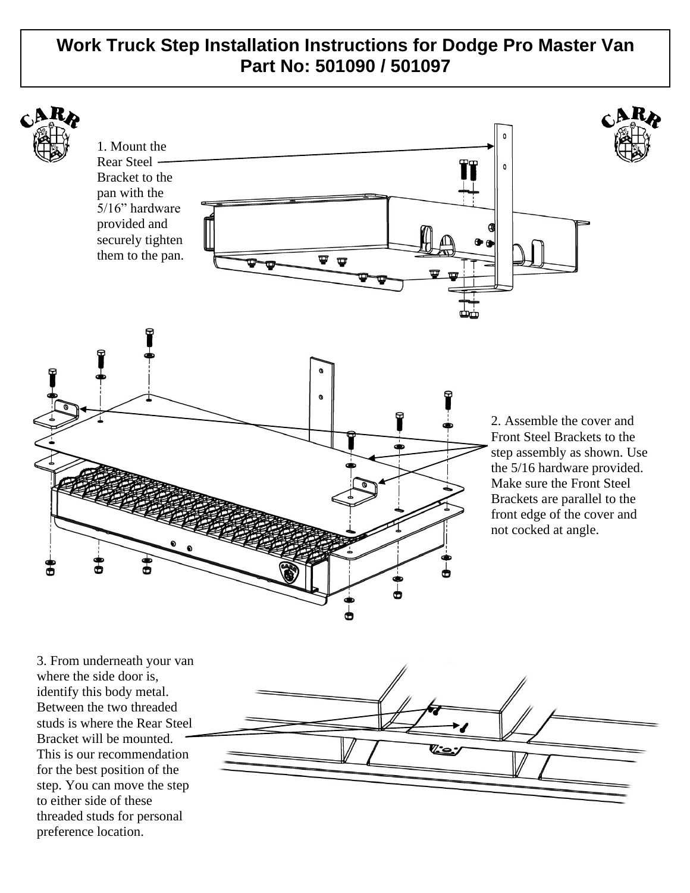# Work Truck Step Installation Instructions for Dodge Pro Master Van
## Part No: 501090 / 501097

1. Mount the Rear Steel Bracket to the pan with the 5/16” hardware provided and securely tighten them to the pan.

2. Assemble the cover and Front Steel Brackets to the step assembly as shown. Use the 5/16 hardware provided. Make sure the Front Steel Brackets are parallel to the front edge of the cover and not cocked at angle.

3. From underneath your van where the side door is, identify this body metal. Between the two threaded studs is where the Rear Steel Bracket will be mounted. This is our recommendation for the best position of the step. You can move the step to either side of these threaded studs for personal preference location.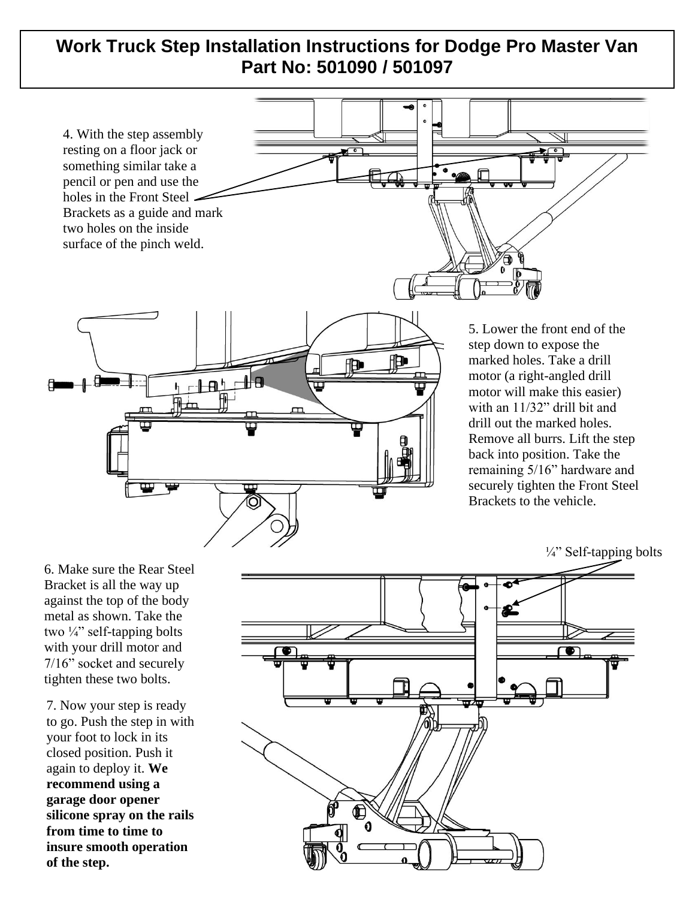# Work Truck Step Installation Instructions for Dodge Pro Master Van
## Part No: 501090 / 501097

4. With the step assembly resting on a floor jack or something similar take a pencil or pen and use the holes in the Front Steel Brackets as a guide and mark two holes on the inside surface of the pinch weld.

5. Lower the front end of the step down to expose the marked holes. Take a drill motor (a right-angled drill motor will make this easier) with an 11/32" drill bit and drill out the marked holes. Remove all burrs. Lift the step back into position. Take the remaining 5/16" hardware and securely tighten the Front Steel Brackets to the vehicle.

¼" Self-tapping bolts

6. Make sure the Rear Steel Bracket is all the way up against the top of the body metal as shown. Take the two ¼" self-tapping bolts with your drill motor and 7/16" socket and securely tighten these two bolts.

7. Now your step is ready to go. Push the step in with your foot to lock in its closed position. Push it again to deploy it. **We recommend using a garage door opener silicone spray on the rails from time to time to insure smooth operation of the step.**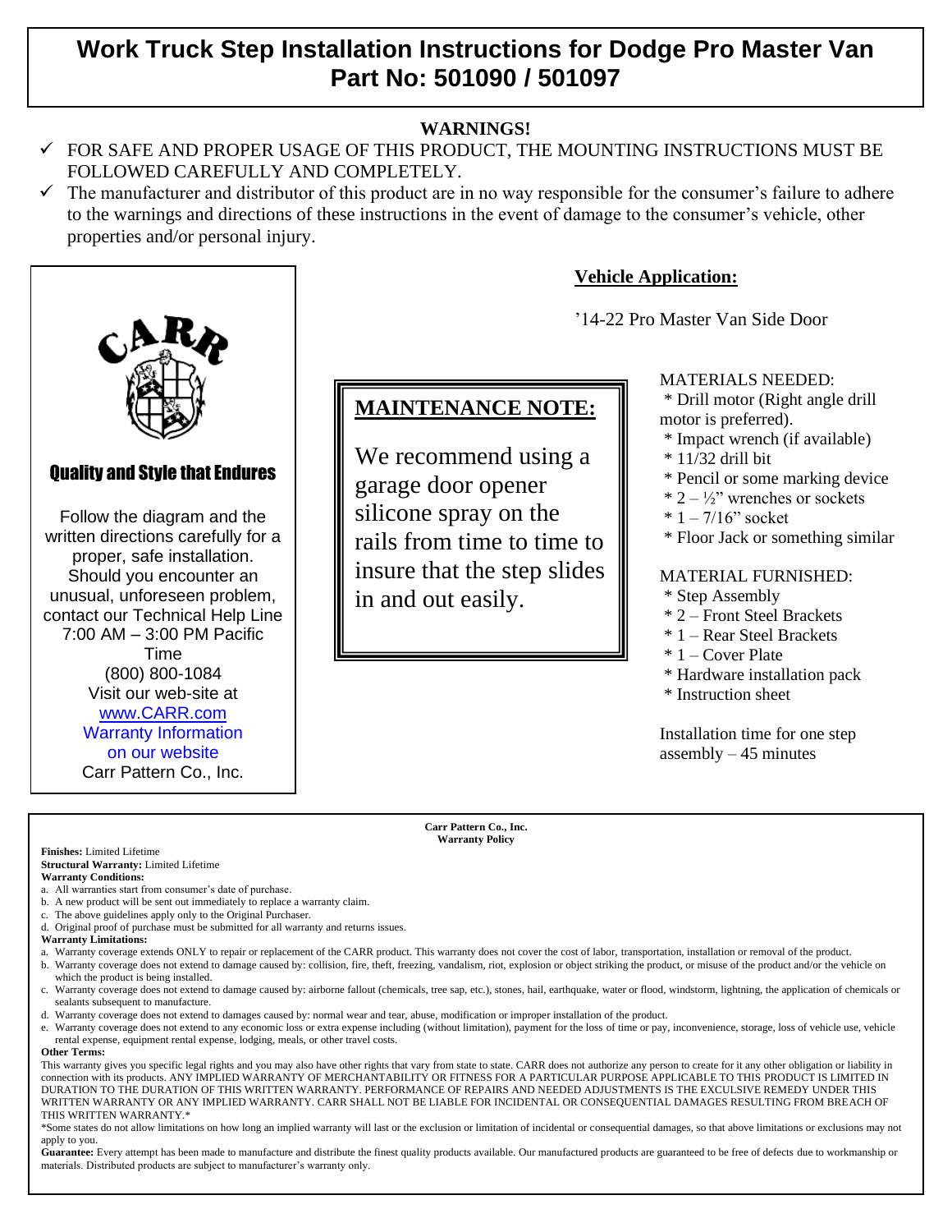# Work Truck Step Installation Instructions for Dodge Pro Master Van
# Part No: 501090 / 501097

**WARNINGS!**

- ✓ FOR SAFE AND PROPER USAGE OF THIS PRODUCT, THE MOUNTING INSTRUCTIONS MUST BE FOLLOWED CAREFULLY AND COMPLETELY.
- ✓ The manufacturer and distributor of this product are in no way responsible for the consumer's failure to adhere to the warnings and directions of these instructions in the event of damage to the consumer's vehicle, other properties and/or personal injury.

CARR

**Quality and Style that Endures**

Follow the diagram and the written directions carefully for a proper, safe installation. Should you encounter an unusual, unforeseen problem, contact our Technical Help Line 7:00 AM – 3:00 PM Pacific Time (800) 800-1084 Visit our web-site at www.CARR.com Warranty Information on our website Carr Pattern Co., Inc.

**MAINTENANCE NOTE:**

We recommend using a garage door opener silicone spray on the rails from time to time to insure that the step slides in and out easily.

**Vehicle Application:**

'14-22 Pro Master Van Side Door

MATERIALS NEEDED:
* Drill motor (Right angle drill motor is preferred).
* Impact wrench (if available)
* 11/32 drill bit
* Pencil or some marking device
* 2 – ½" wrenches or sockets
* 1 – 7/16" socket
* Floor Jack or something similar

MATERIAL FURNISHED:
* Step Assembly
* 2 – Front Steel Brackets
* 1 – Rear Steel Brackets
* 1 – Cover Plate
* Hardware installation pack
* Instruction sheet

Installation time for one step assembly – 45 minutes

**Carr Pattern Co., Inc.**
**Warranty Policy**

**Finishes:** Limited Lifetime
**Structural Warranty:** Limited Lifetime
**Warranty Conditions:**

a. All warranties start from consumer's date of purchase.
b. A new product will be sent out immediately to replace a warranty claim.
c. The above guidelines apply only to the Original Purchaser.
d. Original proof of purchase must be submitted for all warranty and returns issues.

**Warranty Limitations:**

a. Warranty coverage extends ONLY to repair or replacement of the CARR product. This warranty does not cover the cost of labor, transportation, installation or removal of the product.
b. Warranty coverage does not extend to damage caused by: collision, fire, theft, freezing, vandalism, riot, explosion or object striking the product, or misuse of the product and/or the vehicle on which the product is being installed.
c. Warranty coverage does not extend to damage caused by: airborne fallout (chemicals, tree sap, etc.), stones, hail, earthquake, water or flood, windstorm, lightning, the application of chemicals or sealants subsequent to manufacture.
d. Warranty coverage does not extend to damages caused by: normal wear and tear, abuse, modification or improper installation of the product.
e. Warranty coverage does not extend to any economic loss or extra expense including (without limitation), payment for the loss of time or pay, inconvenience, storage, loss of vehicle use, vehicle rental expense, equipment rental expense, lodging, meals, or other travel costs.

**Other Terms:**

This warranty gives you specific legal rights and you may also have other rights that vary from state to state. CARR does not authorize any person to create for it any other obligation or liability in connection with its products. ANY IMPLIED WARRANTY OF MERCHANTABILITY OR FITNESS FOR A PARTICULAR PURPOSE APPLICABLE TO THIS PRODUCT IS LIMITED IN DURATION TO THE DURATION OF THIS WRITTEN WARRANTY. PERFORMANCE OF REPAIRS AND NEEDED ADJUSTMENTS IS THE EXCULSIVE REMEDY UNDER THIS WRITTEN WARRANTY OR ANY IMPLIED WARRANTY. CARR SHALL NOT BE LIABLE FOR INCIDENTAL OR CONSEQUENTIAL DAMAGES RESULTING FROM BREACH OF THIS WRITTEN WARRANTY.*

*Some states do not allow limitations on how long an implied warranty will last or the exclusion or limitation of incidental or consequential damages, so that above limitations or exclusions may not apply to you.

**Guarantee:** Every attempt has been made to manufacture and distribute the finest quality products available. Our manufactured products are guaranteed to be free of defects due to workmanship or materials. Distributed products are subject to manufacturer's warranty only.